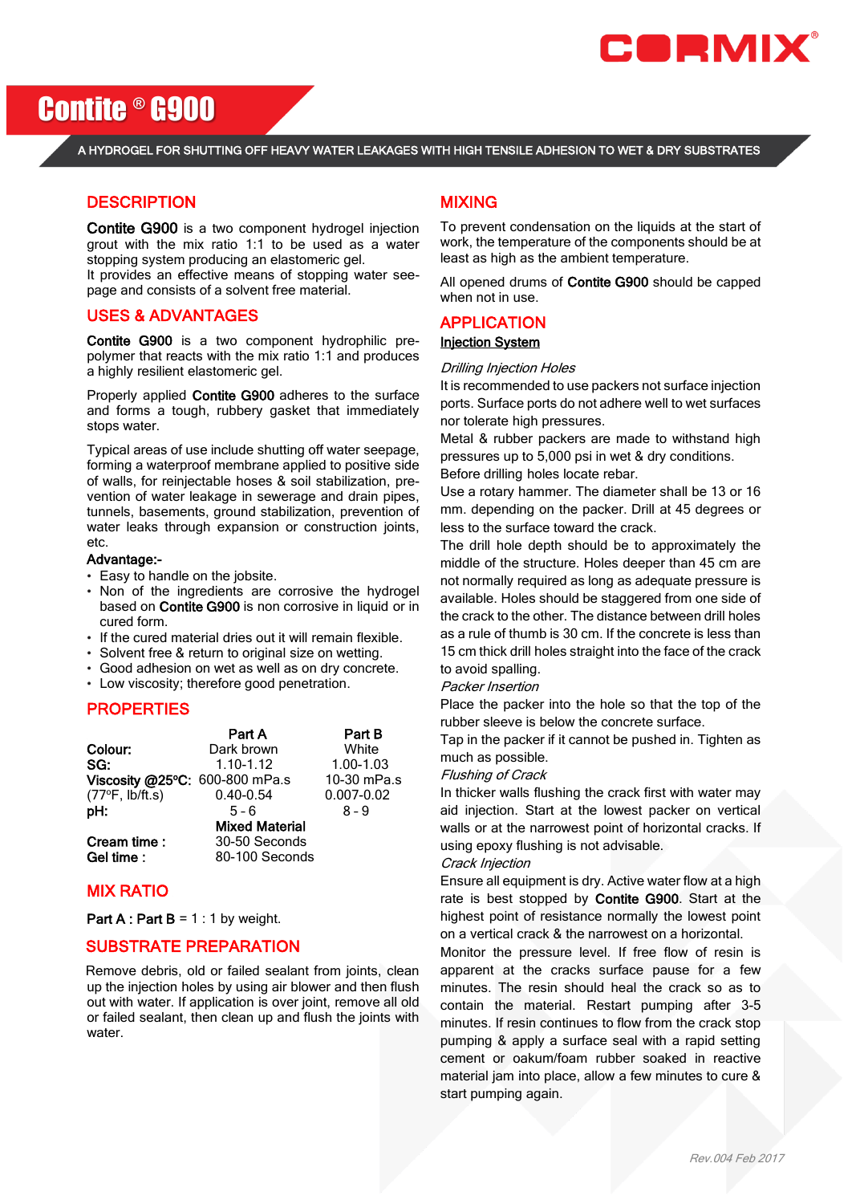# Contite ® G900

A HYDROGEL FOR SHUTTING OFF HEAVY WATER LEAKAGES WITH HIGH TENSILE ADHESION TO WET & DRY SUBSTRATES

## DESCRIPTION

**Contite G900** is a two component hydrogel injection grout with the mix ratio 1:1 to be used as a water stopping system producing an elastomeric gel.
It provides an effective means of stopping water seepage and consists of a solvent free material.

## USES & ADVANTAGES

**Contite G900** is a two component hydrophilic prepolymer that reacts with the mix ratio 1:1 and produces a highly resilient elastomeric gel.

Properly applied **Contite G900** adheres to the surface and forms a tough, rubbery gasket that immediately stops water.

Typical areas of use include shutting off water seepage, forming a waterproof membrane applied to positive side of walls, for reinjectable hoses & soil stabilization, prevention of water leakage in sewerage and drain pipes, tunnels, basements, ground stabilization, prevention of water leaks through expansion or construction joints, etc.

**Advantage:-**

- Easy to handle on the jobsite.
- Non of the ingredients are corrosive the hydrogel based on **Contite G900** is non corrosive in liquid or in cured form.
- If the cured material dries out it will remain flexible.
- Solvent free & return to original size on wetting.
- Good adhesion on wet as well as on dry concrete.
- Low viscosity; therefore good penetration.

## PROPERTIES

| | Part A | Part B |
|---|---|---|
| **Colour:** | Dark brown | White |
| **SG:** | 1.10-1.12 | 1.00-1.03 |
| **Viscosity @25ºC:** | 600-800 mPa.s | 10-30 mPa.s |
| (77ºF, lb/ft.s) | 0.40-0.54 | 0.007-0.02 |
| **pH:** | 5 - 6 | 8 - 9 |
| | **Mixed Material** | |
| **Cream time :** | 30-50 Seconds | |
| **Gel time :** | 80-100 Seconds | |

## MIX RATIO

**Part A : Part B** = 1 : 1 by weight.

## SUBSTRATE PREPARATION

Remove debris, old or failed sealant from joints, clean up the injection holes by using air blower and then flush out with water. If application is over joint, remove all old or failed sealant, then clean up and flush the joints with water.

## MIXING

To prevent condensation on the liquids at the start of work, the temperature of the components should be at least as high as the ambient temperature.

All opened drums of **Contite G900** should be capped when not in use.

## APPLICATION

**Injection System**

*Drilling Injection Holes*

It is recommended to use packers not surface injection ports. Surface ports do not adhere well to wet surfaces nor tolerate high pressures.
Metal & rubber packers are made to withstand high pressures up to 5,000 psi in wet & dry conditions.
Before drilling holes locate rebar.
Use a rotary hammer. The diameter shall be 13 or 16 mm. depending on the packer. Drill at 45 degrees or less to the surface toward the crack.
The drill hole depth should be to approximately the middle of the structure. Holes deeper than 45 cm are not normally required as long as adequate pressure is available. Holes should be staggered from one side of the crack to the other. The distance between drill holes as a rule of thumb is 30 cm. If the concrete is less than 15 cm thick drill holes straight into the face of the crack to avoid spalling.

*Packer Insertion*

Place the packer into the hole so that the top of the rubber sleeve is below the concrete surface.
Tap in the packer if it cannot be pushed in. Tighten as much as possible.

*Flushing of Crack*

In thicker walls flushing the crack first with water may aid injection. Start at the lowest packer on vertical walls or at the narrowest point of horizontal cracks. If using epoxy flushing is not advisable.

*Crack Injection*

Ensure all equipment is dry. Active water flow at a high rate is best stopped by **Contite G900**. Start at the highest point of resistance normally the lowest point on a vertical crack & the narrowest on a horizontal.
Monitor the pressure level. If free flow of resin is apparent at the cracks surface pause for a few minutes. The resin should heal the crack so as to contain the material. Restart pumping after 3-5 minutes. If resin continues to flow from the crack stop pumping & apply a surface seal with a rapid setting cement or oakum/foam rubber soaked in reactive material jam into place, allow a few minutes to cure & start pumping again.

Rev.004 Feb 2017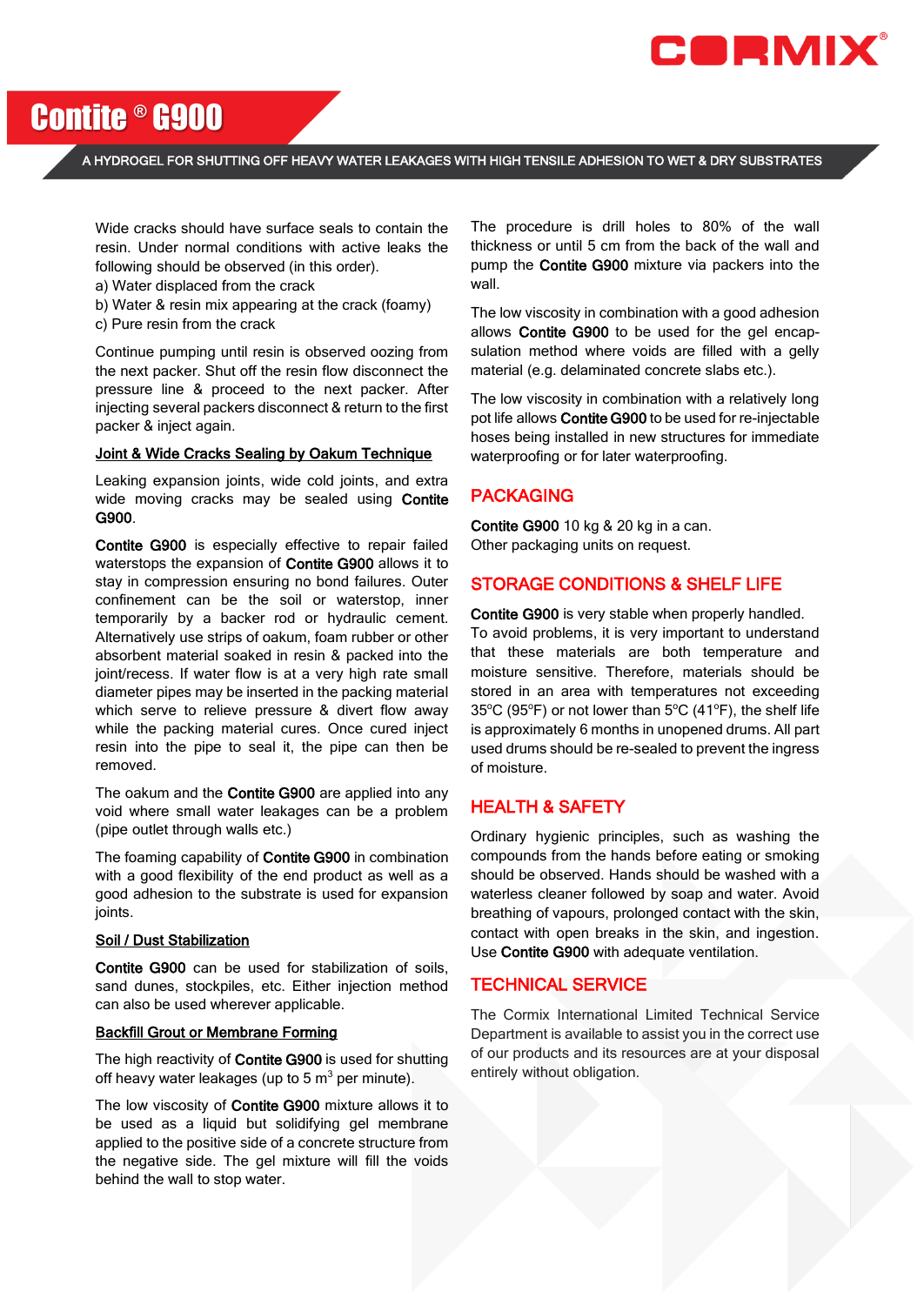# Contite ® G900

A HYDROGEL FOR SHUTTING OFF HEAVY WATER LEAKAGES WITH HIGH TENSILE ADHESION TO WET & DRY SUBSTRATES

Wide cracks should have surface seals to contain the resin. Under normal conditions with active leaks the following should be observed (in this order).
a) Water displaced from the crack
b) Water & resin mix appearing at the crack (foamy)
c) Pure resin from the crack

Continue pumping until resin is observed oozing from the next packer. Shut off the resin flow disconnect the pressure line & proceed to the next packer. After injecting several packers disconnect & return to the first packer & inject again.

### Joint & Wide Cracks Sealing by Oakum Technique

Leaking expansion joints, wide cold joints, and extra wide moving cracks may be sealed using **Contite G900**.

**Contite G900** is especially effective to repair failed waterstops the expansion of **Contite G900** allows it to stay in compression ensuring no bond failures. Outer confinement can be the soil or waterstop, inner temporarily by a backer rod or hydraulic cement. Alternatively use strips of oakum, foam rubber or other absorbent material soaked in resin & packed into the joint/recess. If water flow is at a very high rate small diameter pipes may be inserted in the packing material which serve to relieve pressure & divert flow away while the packing material cures. Once cured inject resin into the pipe to seal it, the pipe can then be removed.

The oakum and the **Contite G900** are applied into any void where small water leakages can be a problem (pipe outlet through walls etc.)

The foaming capability of **Contite G900** in combination with a good flexibility of the end product as well as a good adhesion to the substrate is used for expansion joints.

### Soil / Dust Stabilization

**Contite G900** can be used for stabilization of soils, sand dunes, stockpiles, etc. Either injection method can also be used wherever applicable.

### Backfill Grout or Membrane Forming

The high reactivity of **Contite G900** is used for shutting off heavy water leakages (up to 5 $m^3$ per minute).

The low viscosity of **Contite G900** mixture allows it to be used as a liquid but solidifying gel membrane applied to the positive side of a concrete structure from the negative side. The gel mixture will fill the voids behind the wall to stop water.

The procedure is drill holes to 80% of the wall thickness or until 5 cm from the back of the wall and pump the **Contite G900** mixture via packers into the wall.

The low viscosity in combination with a good adhesion allows **Contite G900** to be used for the gel encapsulation method where voids are filled with a gelly material (e.g. delaminated concrete slabs etc.).

The low viscosity in combination with a relatively long pot life allows **Contite G900** to be used for re-injectable hoses being installed in new structures for immediate waterproofing or for later waterproofing.

## PACKAGING

**Contite G900** 10 kg & 20 kg in a can.
Other packaging units on request.

## STORAGE CONDITIONS & SHELF LIFE

**Contite G900** is very stable when properly handled. To avoid problems, it is very important to understand that these materials are both temperature and moisture sensitive. Therefore, materials should be stored in an area with temperatures not exceeding 35°C (95°F) or not lower than 5°C (41°F), the shelf life is approximately 6 months in unopened drums. All part used drums should be re-sealed to prevent the ingress of moisture.

## HEALTH & SAFETY

Ordinary hygienic principles, such as washing the compounds from the hands before eating or smoking should be observed. Hands should be washed with a waterless cleaner followed by soap and water. Avoid breathing of vapours, prolonged contact with the skin, contact with open breaks in the skin, and ingestion. Use **Contite G900** with adequate ventilation.

## TECHNICAL SERVICE

The Cormix International Limited Technical Service Department is available to assist you in the correct use of our products and its resources are at your disposal entirely without obligation.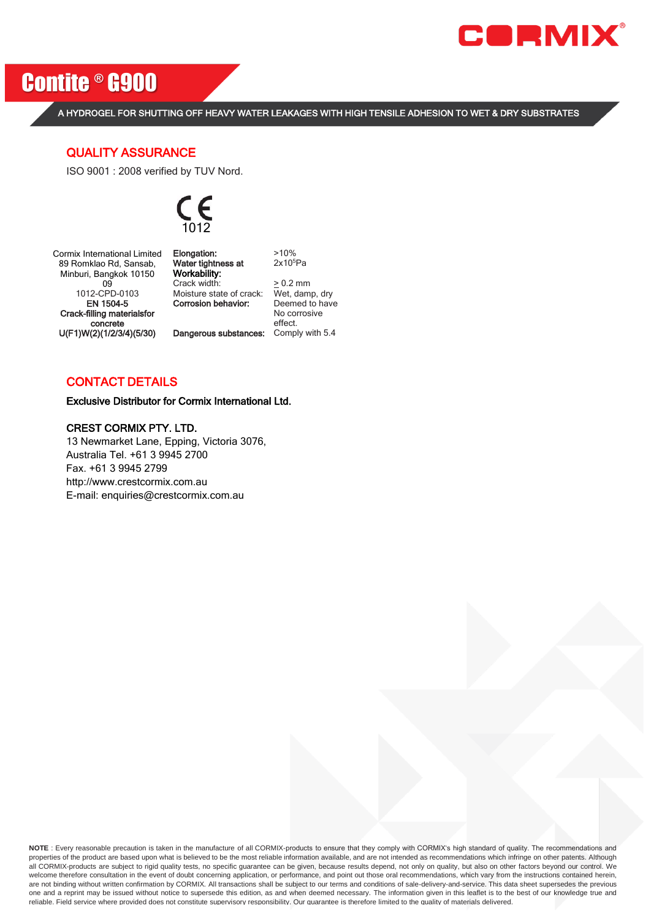# Contite ® G900

A HYDROGEL FOR SHUTTING OFF HEAVY WATER LEAKAGES WITH HIGH TENSILE ADHESION TO WET & DRY SUBSTRATES

## QUALITY ASSURANCE

ISO 9001 : 2008 verified by TUV Nord.

CE
1012

| | | |
|---|---|---|
| Cormix International Limited<br>89 Romklao Rd, Sansab,<br>Minburi, Bangkok 10150<br>09<br>1012-CPD-0103<br>**EN 1504-5**<br>**Crack-filling materialsfor concrete**<br>**U(F1)W(2)(1/2/3/4)(5/30)** | **Elongation:** | >10% |
| | **Water tightness at** | $2x10^5$Pa |
| | **Workability:** | |
| | Crack width: | > 0.2 mm |
| | Moisture state of crack: | Wet, damp, dry |
| | **Corrosion behavior:** | Deemed to have No corrosive effect. |
| | **Dangerous substances:** | Comply with 5.4 |

## CONTACT DETAILS

**Exclusive Distributor for Cormix International Ltd.**

**CREST CORMIX PTY. LTD.**
13 Newmarket Lane, Epping, Victoria 3076,
Australia Tel. +61 3 9945 2700
Fax. +61 3 9945 2799
http://www.crestcormix.com.au
E-mail: enquiries@crestcormix.com.au

**NOTE** : Every reasonable precaution is taken in the manufacture of all CORMIX-products to ensure that they comply with CORMIX's high standard of quality. The recommendations and properties of the product are based upon what is believed to be the most reliable information available, and are not intended as recommendations which infringe on other patents. Although all CORMIX-products are subject to rigid quality tests, no specific guarantee can be given, because results depend, not only on quality, but also on other factors beyond our control. We welcome therefore consultation in the event of doubt concerning application, or performance, and point out those oral recommendations, which vary from the instructions contained herein, are not binding without written confirmation by CORMIX. All transactions shall be subject to our terms and conditions of sale-delivery-and-service. This data sheet supersedes the previous one and a reprint may be issued without notice to supersede this edition, as and when deemed necessary. The information given in this leaflet is to the best of our knowledge true and reliable. Field service where provided does not constitute supervisory responsibility. Our guarantee is therefore limited to the quality of materials delivered.